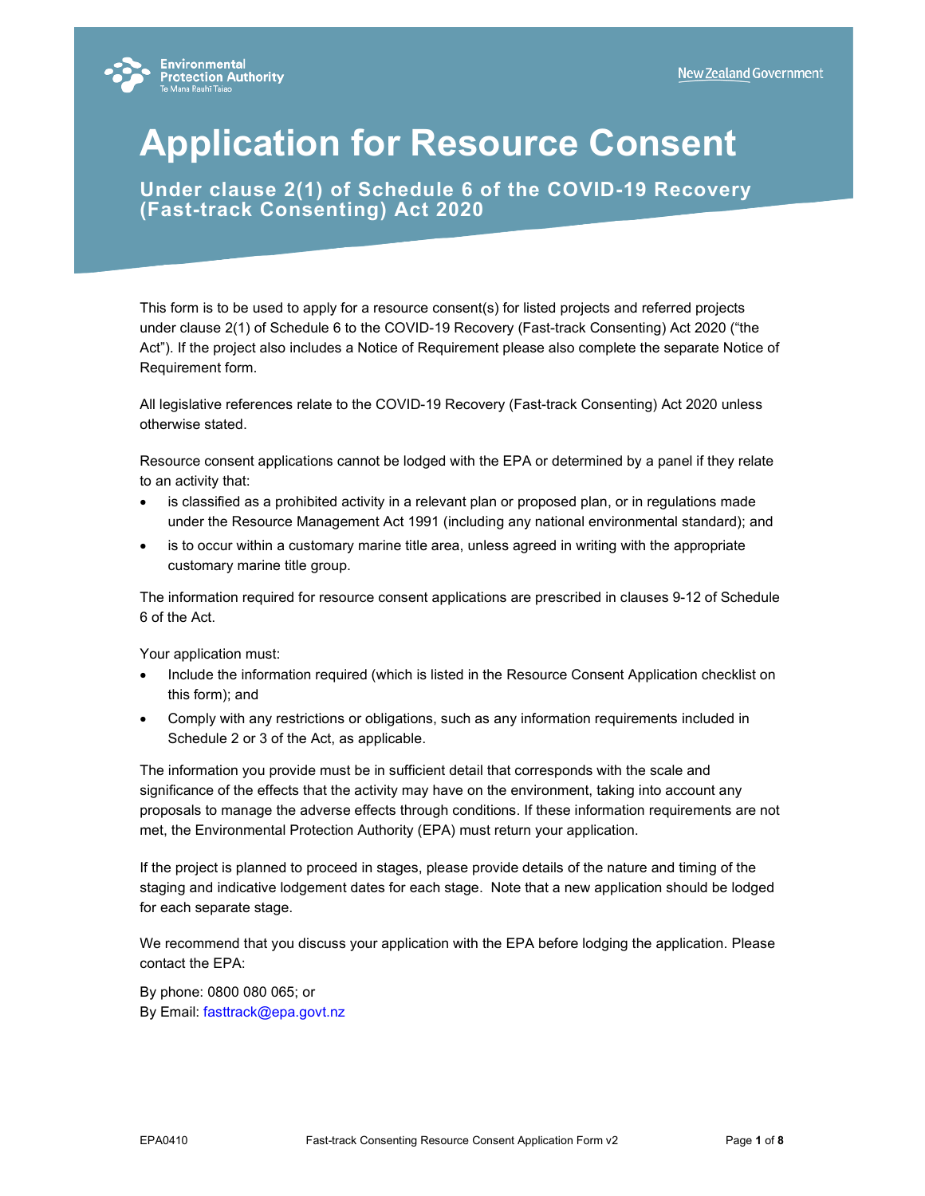# Application for Resource Consent

## Under clause 2(1) of Schedule 6 of the COVID-19 Recovery (Fast-track Consenting) Act 2020

This form is to be used to apply for a resource consent(s) for listed projects and referred projects under clause 2(1) of Schedule 6 to the COVID-19 Recovery (Fast-track Consenting) Act 2020 ("the Act"). If the project also includes a Notice of Requirement please also complete the separate Notice of Requirement form.

All legislative references relate to the COVID-19 Recovery (Fast-track Consenting) Act 2020 unless otherwise stated.

Resource consent applications cannot be lodged with the EPA or determined by a panel if they relate to an activity that:

- is classified as a prohibited activity in a relevant plan or proposed plan, or in regulations made under the Resource Management Act 1991 (including any national environmental standard); and
- is to occur within a customary marine title area, unless agreed in writing with the appropriate customary marine title group.

The information required for resource consent applications are prescribed in clauses 9-12 of Schedule 6 of the Act.

Your application must:

- Include the information required (which is listed in the Resource Consent Application checklist on this form); and
- Comply with any restrictions or obligations, such as any information requirements included in Schedule 2 or 3 of the Act, as applicable.

The information you provide must be in sufficient detail that corresponds with the scale and significance of the effects that the activity may have on the environment, taking into account any proposals to manage the adverse effects through conditions. If these information requirements are not met, the Environmental Protection Authority (EPA) must return your application.

If the project is planned to proceed in stages, please provide details of the nature and timing of the staging and indicative lodgement dates for each stage. Note that a new application should be lodged for each separate stage.

We recommend that you discuss your application with the EPA before lodging the application. Please contact the EPA:

By phone: 0800 080 065; or
By Email: fasttrack@epa.govt.nz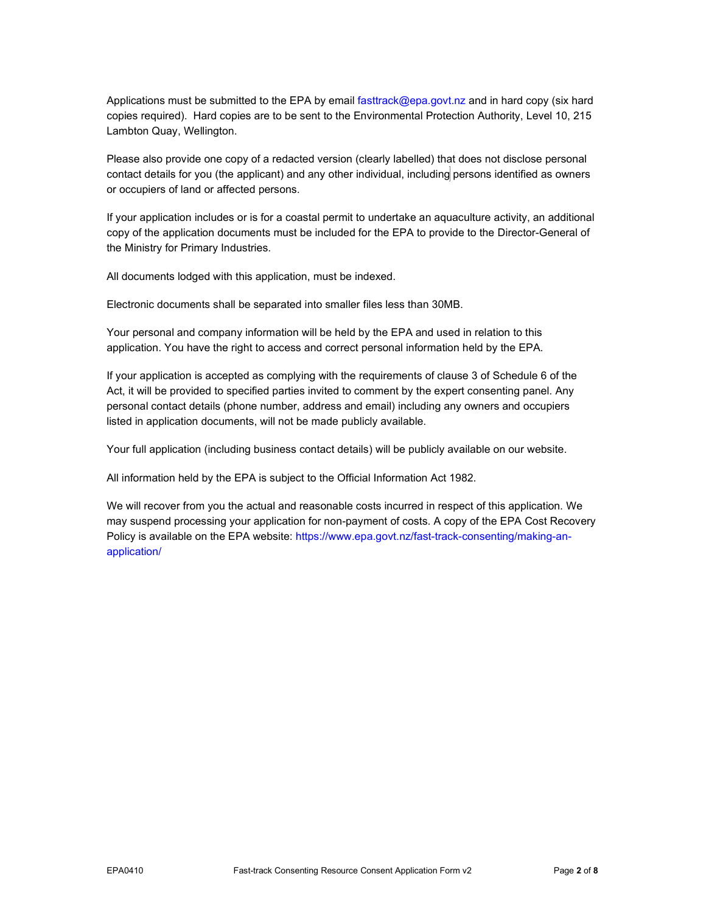Applications must be submitted to the EPA by email fasttrack@epa.govt.nz and in hard copy (six hard copies required). Hard copies are to be sent to the Environmental Protection Authority, Level 10, 215 Lambton Quay, Wellington.

Please also provide one copy of a redacted version (clearly labelled) that does not disclose personal contact details for you (the applicant) and any other individual, including persons identified as owners or occupiers of land or affected persons.

If your application includes or is for a coastal permit to undertake an aquaculture activity, an additional copy of the application documents must be included for the EPA to provide to the Director-General of the Ministry for Primary Industries.

All documents lodged with this application, must be indexed.

Electronic documents shall be separated into smaller files less than 30MB.

Your personal and company information will be held by the EPA and used in relation to this application. You have the right to access and correct personal information held by the EPA.

If your application is accepted as complying with the requirements of clause 3 of Schedule 6 of the Act, it will be provided to specified parties invited to comment by the expert consenting panel. Any personal contact details (phone number, address and email) including any owners and occupiers listed in application documents, will not be made publicly available.

Your full application (including business contact details) will be publicly available on our website.

All information held by the EPA is subject to the Official Information Act 1982.

We will recover from you the actual and reasonable costs incurred in respect of this application. We may suspend processing your application for non-payment of costs. A copy of the EPA Cost Recovery Policy is available on the EPA website: https://www.epa.govt.nz/fast-track-consenting/making-an-application/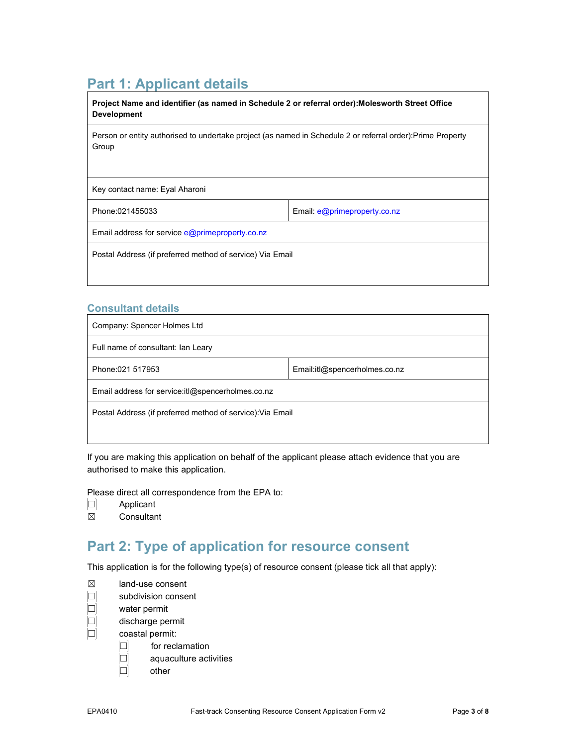# Part 1: Applicant details

| **Project Name and identifier (as named in Schedule 2 or referral order):Molesworth Street Office Development** | |
|---|---|
| Person or entity authorised to undertake project (as named in Schedule 2 or referral order):Prime Property Group | |
| Key contact name: Eyal Aharoni | |
| Phone:021455033 | Email: e@primeproperty.co.nz |
| Email address for service e@primeproperty.co.nz | |
| Postal Address (if preferred method of service) Via Email | |

## Consultant details

| Company: Spencer Holmes Ltd | |
|---|---|
| Full name of consultant: Ian Leary | |
| Phone:021 517953 | Email:itl@spencerholmes.co.nz |
| Email address for service:itl@spencerholmes.co.nz | |
| Postal Address (if preferred method of service):Via Email | |

If you are making this application on behalf of the applicant please attach evidence that you are authorised to make this application.

Please direct all correspondence from the EPA to:

☐ Applicant
☒ Consultant

# Part 2: Type of application for resource consent

This application is for the following type(s) of resource consent (please tick all that apply):

☒ land-use consent
☐ subdivision consent
☐ water permit
☐ discharge permit
☐ coastal permit:
- ☐ for reclamation
- ☐ aquaculture activities
- ☐ other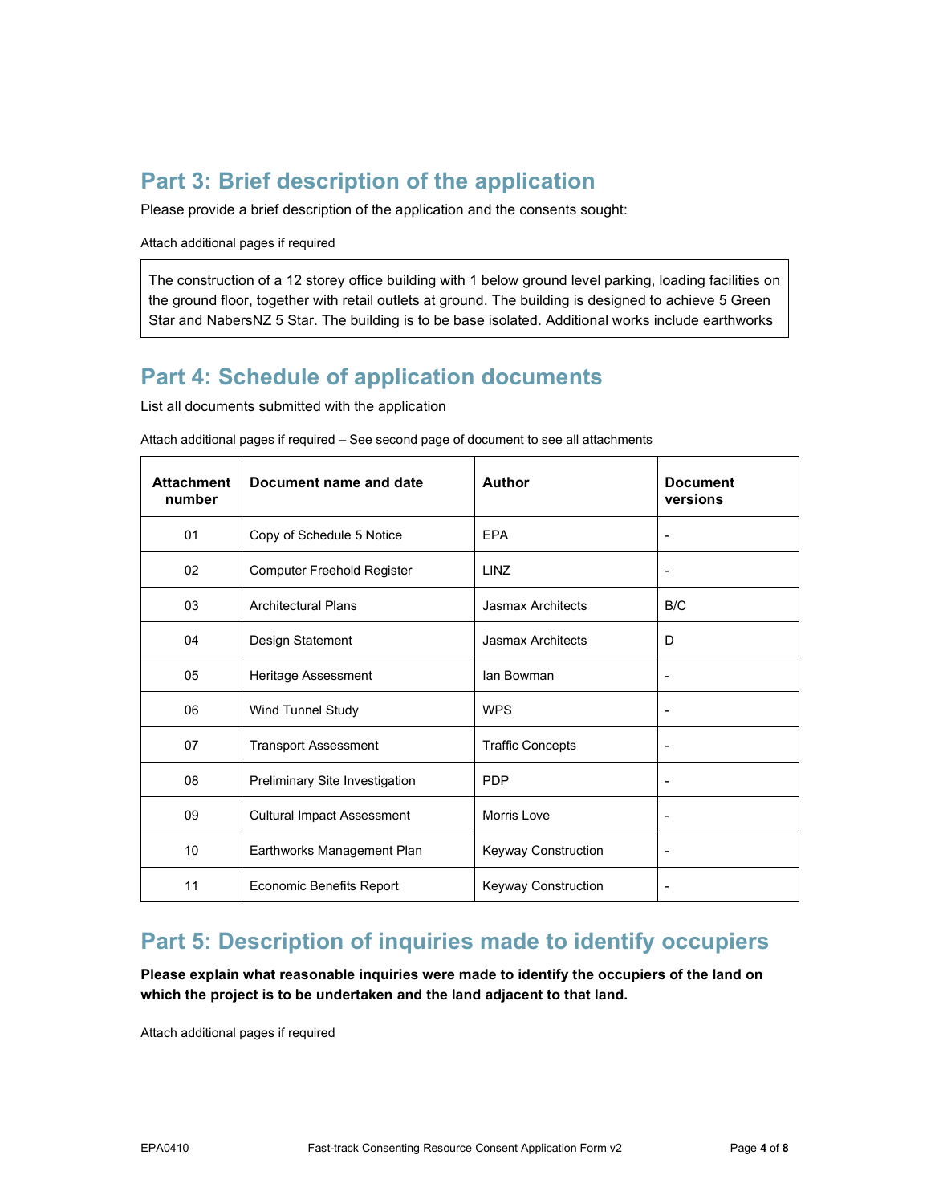## Part 3: Brief description of the application

Please provide a brief description of the application and the consents sought:

Attach additional pages if required

The construction of a 12 storey office building with 1 below ground level parking, loading facilities on the ground floor, together with retail outlets at ground. The building is designed to achieve 5 Green Star and NabersNZ 5 Star. The building is to be base isolated. Additional works include earthworks

## Part 4: Schedule of application documents

List all documents submitted with the application

Attach additional pages if required – See second page of document to see all attachments

| Attachment number | Document name and date | Author | Document versions |
|---|---|---|---|
| 01 | Copy of Schedule 5 Notice | EPA | - |
| 02 | Computer Freehold Register | LINZ | - |
| 03 | Architectural Plans | Jasmax Architects | B/C |
| 04 | Design Statement | Jasmax Architects | D |
| 05 | Heritage Assessment | Ian Bowman | - |
| 06 | Wind Tunnel Study | WPS | - |
| 07 | Transport Assessment | Traffic Concepts | - |
| 08 | Preliminary Site Investigation | PDP | - |
| 09 | Cultural Impact Assessment | Morris Love | - |
| 10 | Earthworks Management Plan | Keyway Construction | - |
| 11 | Economic Benefits Report | Keyway Construction | - |

## Part 5: Description of inquiries made to identify occupiers

**Please explain what reasonable inquiries were made to identify the occupiers of the land on which the project is to be undertaken and the land adjacent to that land.**

Attach additional pages if required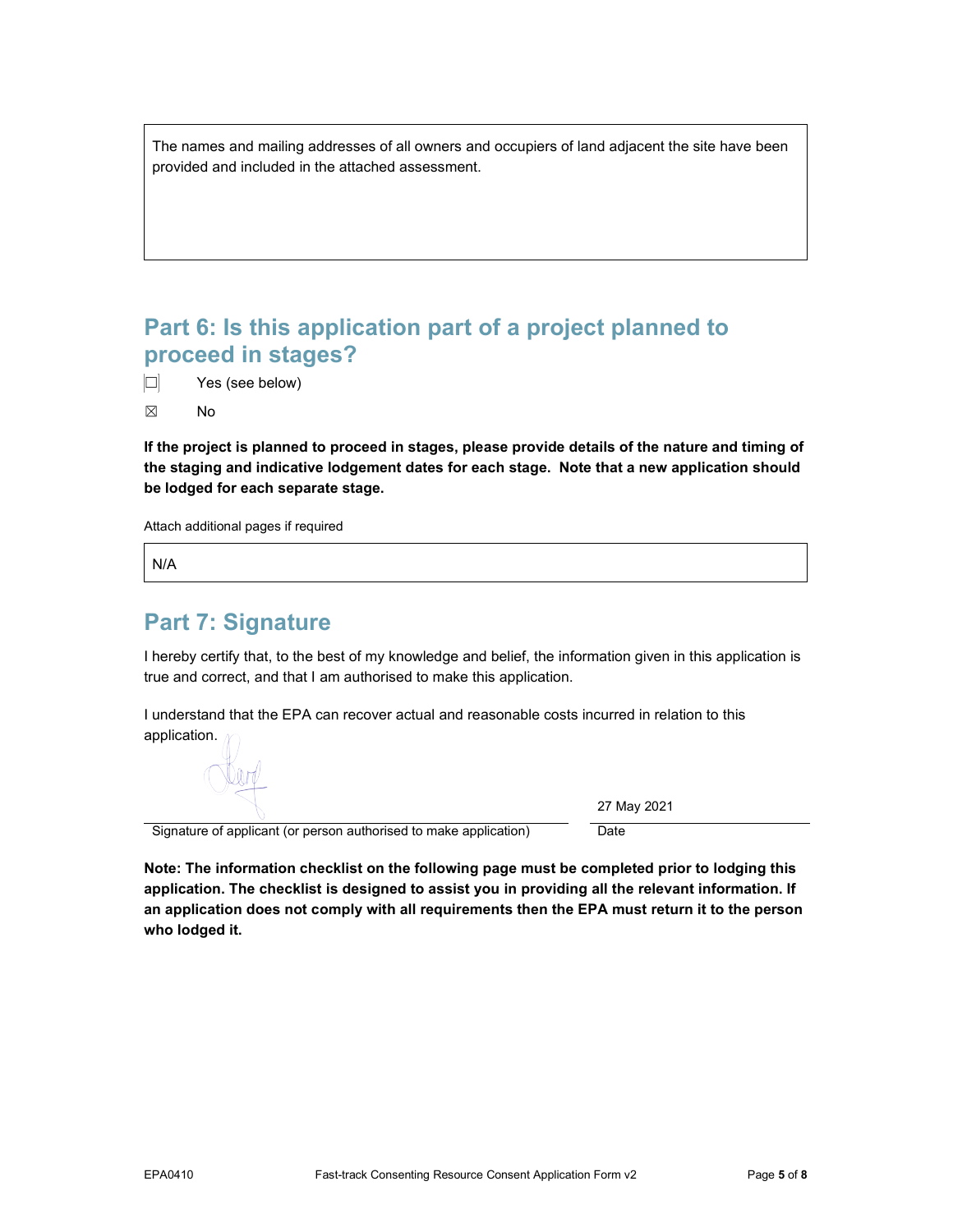The names and mailing addresses of all owners and occupiers of land adjacent the site have been provided and included in the attached assessment.

## Part 6: Is this application part of a project planned to proceed in stages?

☐ Yes (see below)

☒ No

**If the project is planned to proceed in stages, please provide details of the nature and timing of the staging and indicative lodgement dates for each stage. Note that a new application should be lodged for each separate stage.**

Attach additional pages if required

N/A

## Part 7: Signature

I hereby certify that, to the best of my knowledge and belief, the information given in this application is true and correct, and that I am authorised to make this application.

I understand that the EPA can recover actual and reasonable costs incurred in relation to this application.

Signature of applicant (or person authorised to make application)

Date: 27 May 2021

**Note: The information checklist on the following page must be completed prior to lodging this application. The checklist is designed to assist you in providing all the relevant information. If an application does not comply with all requirements then the EPA must return it to the person who lodged it.**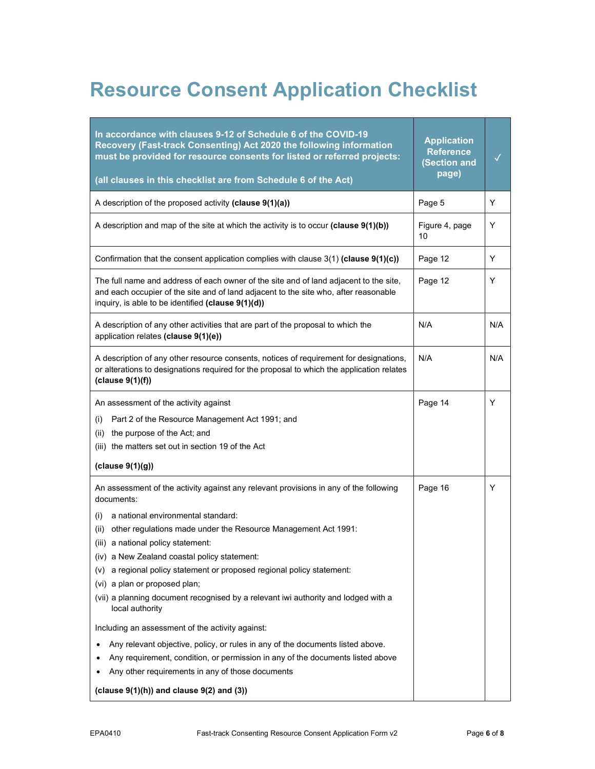# Resource Consent Application Checklist

| In accordance with clauses 9-12 of Schedule 6 of the COVID-19 Recovery (Fast-track Consenting) Act 2020 the following information must be provided for resource consents for listed or referred projects:<br><br>(all clauses in this checklist are from Schedule 6 of the Act) | Application Reference (Section and page) | ✓ |
|---|---|---|
| A description of the proposed activity **(clause 9(1)(a))** | Page 5 | Y |
| A description and map of the site at which the activity is to occur **(clause 9(1)(b))** | Figure 4, page 10 | Y |
| Confirmation that the consent application complies with clause 3(1) **(clause 9(1)(c))** | Page 12 | Y |
| The full name and address of each owner of the site and of land adjacent to the site, and each occupier of the site and of land adjacent to the site who, after reasonable inquiry, is able to be identified **(clause 9(1)(d))** | Page 12 | Y |
| A description of any other activities that are part of the proposal to which the application relates **(clause 9(1)(e))** | N/A | N/A |
| A description of any other resource consents, notices of requirement for designations, or alterations to designations required for the proposal to which the application relates **(clause 9(1)(f))** | N/A | N/A |
| An assessment of the activity against<br>(i) Part 2 of the Resource Management Act 1991; and<br>(ii) the purpose of the Act; and<br>(iii) the matters set out in section 19 of the Act<br>**(clause 9(1)(g))** | Page 14 | Y |
| An assessment of the activity against any relevant provisions in any of the following documents:<br>(i) a national environmental standard:<br>(ii) other regulations made under the Resource Management Act 1991:<br>(iii) a national policy statement:<br>(iv) a New Zealand coastal policy statement:<br>(v) a regional policy statement or proposed regional policy statement:<br>(vi) a plan or proposed plan;<br>(vii) a planning document recognised by a relevant iwi authority and lodged with a local authority<br>Including an assessment of the activity against:<br>• Any relevant objective, policy, or rules in any of the documents listed above.<br>• Any requirement, condition, or permission in any of the documents listed above<br>• Any other requirements in any of those documents<br>**(clause 9(1)(h)) and clause 9(2) and (3))** | Page 16 | Y |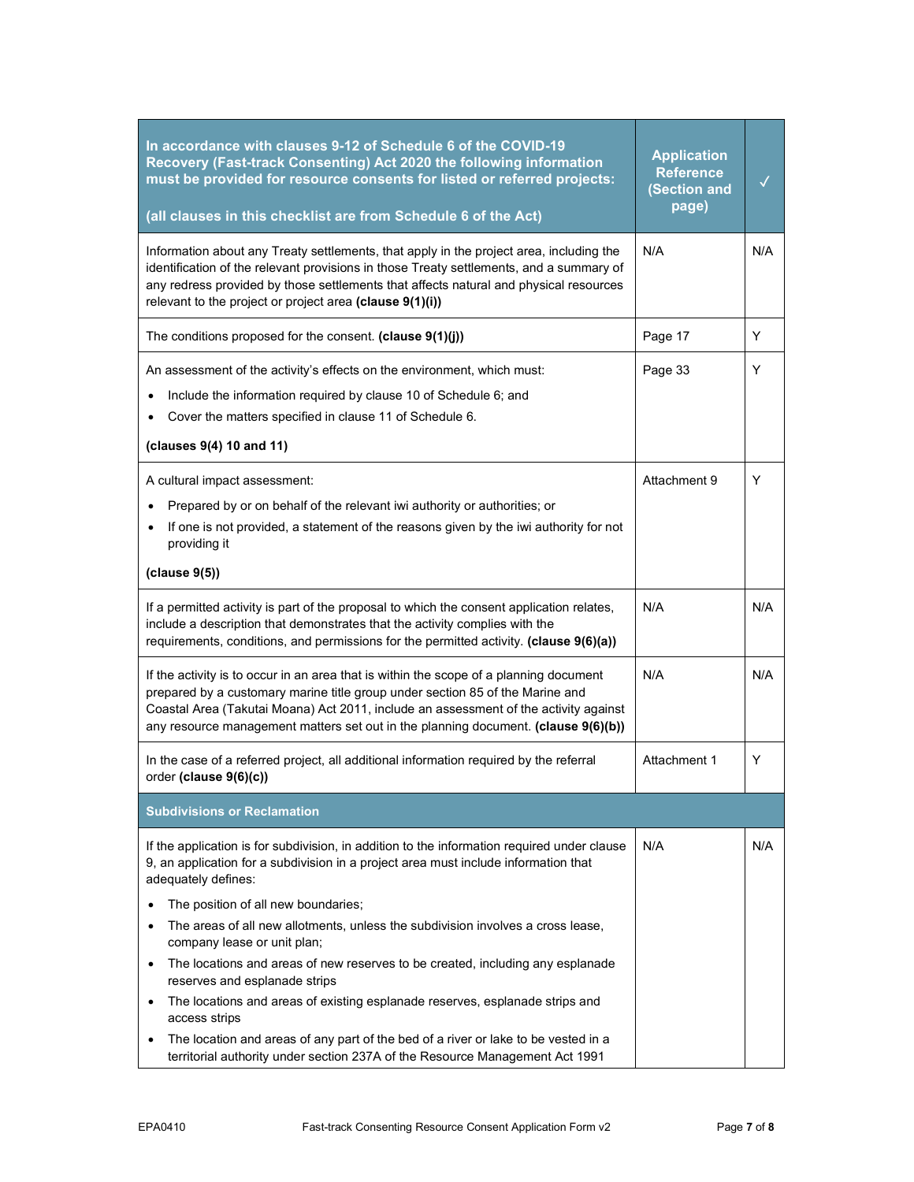| In accordance with clauses 9-12 of Schedule 6 of the COVID-19 Recovery (Fast-track Consenting) Act 2020 the following information must be provided for resource consents for listed or referred projects:<br><br>(all clauses in this checklist are from Schedule 6 of the Act) | Application Reference (Section and page) | ✓ |
|---|---|---|
| Information about any Treaty settlements, that apply in the project area, including the identification of the relevant provisions in those Treaty settlements, and a summary of any redress provided by those settlements that affects natural and physical resources relevant to the project or project area **(clause 9(1)(i))** | N/A | N/A |
| The conditions proposed for the consent. **(clause 9(1)(j))** | Page 17 | Y |
| An assessment of the activity's effects on the environment, which must:<br>• Include the information required by clause 10 of Schedule 6; and<br>• Cover the matters specified in clause 11 of Schedule 6.<br><br>**(clauses 9(4) 10 and 11)** | Page 33 | Y |
| A cultural impact assessment:<br>• Prepared by or on behalf of the relevant iwi authority or authorities; or<br>• If one is not provided, a statement of the reasons given by the iwi authority for not providing it<br><br>**(clause 9(5))** | Attachment 9 | Y |
| If a permitted activity is part of the proposal to which the consent application relates, include a description that demonstrates that the activity complies with the requirements, conditions, and permissions for the permitted activity. **(clause 9(6)(a))** | N/A | N/A |
| If the activity is to occur in an area that is within the scope of a planning document prepared by a customary marine title group under section 85 of the Marine and Coastal Area (Takutai Moana) Act 2011, include an assessment of the activity against any resource management matters set out in the planning document. **(clause 9(6)(b))** | N/A | N/A |
| In the case of a referred project, all additional information required by the referral order **(clause 9(6)(c))** | Attachment 1 | Y |
| **Subdivisions or Reclamation** | | |
| If the application is for subdivision, in addition to the information required under clause 9, an application for a subdivision in a project area must include information that adequately defines:<br>• The position of all new boundaries;<br>• The areas of all new allotments, unless the subdivision involves a cross lease, company lease or unit plan;<br>• The locations and areas of new reserves to be created, including any esplanade reserves and esplanade strips<br>• The locations and areas of existing esplanade reserves, esplanade strips and access strips<br>• The location and areas of any part of the bed of a river or lake to be vested in a territorial authority under section 237A of the Resource Management Act 1991 | N/A | N/A |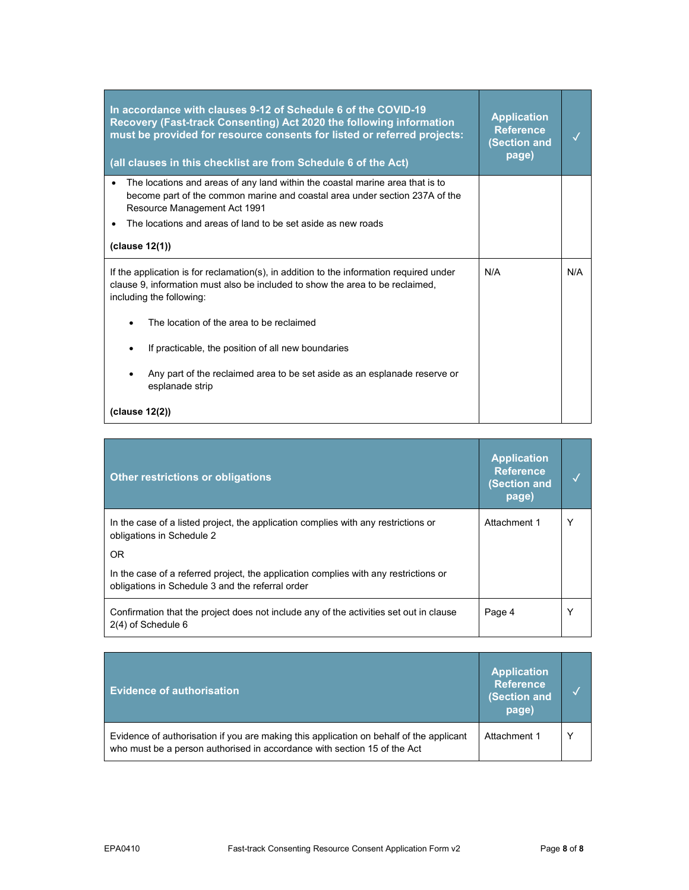| In accordance with clauses 9-12 of Schedule 6 of the COVID-19 Recovery (Fast-track Consenting) Act 2020 the following information must be provided for resource consents for listed or referred projects:<br><br>(all clauses in this checklist are from Schedule 6 of the Act) | Application Reference (Section and page) | ✓ |
|---|---|---|
| • The locations and areas of any land within the coastal marine area that is to become part of the common marine and coastal area under section 237A of the Resource Management Act 1991<br>• The locations and areas of land to be set aside as new roads<br><br>**(clause 12(1))** | | |
| If the application is for reclamation(s), in addition to the information required under clause 9, information must also be included to show the area to be reclaimed, including the following:<br>• The location of the area to be reclaimed<br>• If practicable, the position of all new boundaries<br>• Any part of the reclaimed area to be set aside as an esplanade reserve or esplanade strip<br><br>**(clause 12(2))** | N/A | N/A |

| Other restrictions or obligations | Application Reference (Section and page) | ✓ |
|---|---|---|
| In the case of a listed project, the application complies with any restrictions or obligations in Schedule 2<br><br>OR<br><br>In the case of a referred project, the application complies with any restrictions or obligations in Schedule 3 and the referral order | Attachment 1 | Y |
| Confirmation that the project does not include any of the activities set out in clause 2(4) of Schedule 6 | Page 4 | Y |

| Evidence of authorisation | Application Reference (Section and page) | ✓ |
|---|---|---|
| Evidence of authorisation if you are making this application on behalf of the applicant who must be a person authorised in accordance with section 15 of the Act | Attachment 1 | Y |